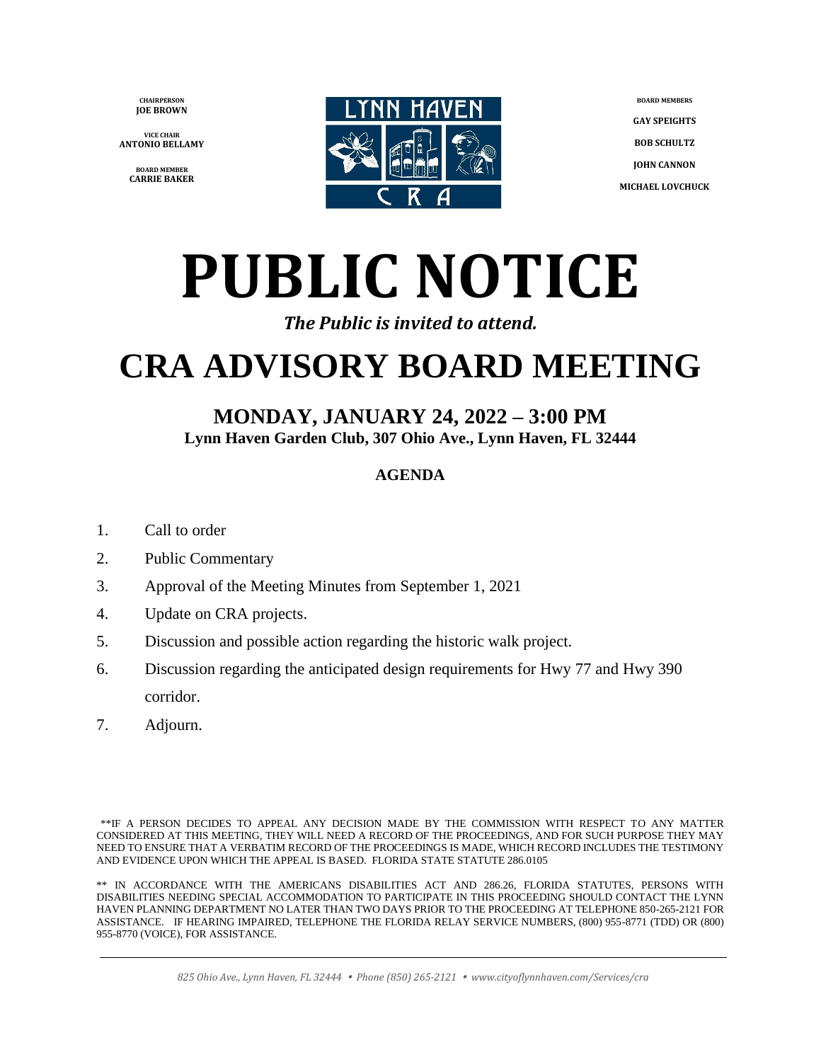**CHAIRPERSON**
**JOE BROWN**

**VICE CHAIR**
**ANTONIO BELLAMY**

**BOARD MEMBER**
**CARRIE BAKER**

LYNN HAVEN
CRA

**BOARD MEMBERS**

**GAY SPEIGHTS**

**BOB SCHULTZ**

**JOHN CANNON**

**MICHAEL LOVCHUCK**

# PUBLIC NOTICE

***The Public is invited to attend.***

# CRA ADVISORY BOARD MEETING

## MONDAY, JANUARY 24, 2022 – 3:00 PM

**Lynn Haven Garden Club, 307 Ohio Ave., Lynn Haven, FL 32444**

### AGENDA

1. Call to order
2. Public Commentary
3. Approval of the Meeting Minutes from September 1, 2021
4. Update on CRA projects.
5. Discussion and possible action regarding the historic walk project.
6. Discussion regarding the anticipated design requirements for Hwy 77 and Hwy 390 corridor.
7. Adjourn.

**IF A PERSON DECIDES TO APPEAL ANY DECISION MADE BY THE COMMISSION WITH RESPECT TO ANY MATTER CONSIDERED AT THIS MEETING, THEY WILL NEED A RECORD OF THE PROCEEDINGS, AND FOR SUCH PURPOSE THEY MAY NEED TO ENSURE THAT A VERBATIM RECORD OF THE PROCEEDINGS IS MADE, WHICH RECORD INCLUDES THE TESTIMONY AND EVIDENCE UPON WHICH THE APPEAL IS BASED. FLORIDA STATE STATUTE 286.0105

** IN ACCORDANCE WITH THE AMERICANS DISABILITIES ACT AND 286.26, FLORIDA STATUTES, PERSONS WITH DISABILITIES NEEDING SPECIAL ACCOMMODATION TO PARTICIPATE IN THIS PROCEEDING SHOULD CONTACT THE LYNN HAVEN PLANNING DEPARTMENT NO LATER THAN TWO DAYS PRIOR TO THE PROCEEDING AT TELEPHONE 850-265-2121 FOR ASSISTANCE. IF HEARING IMPAIRED, TELEPHONE THE FLORIDA RELAY SERVICE NUMBERS, (800) 955-8771 (TDD) OR (800) 955-8770 (VOICE), FOR ASSISTANCE.

*825 Ohio Ave., Lynn Haven, FL 32444 • Phone (850) 265-2121 • www.cityoflynnhaven.com/Services/cra*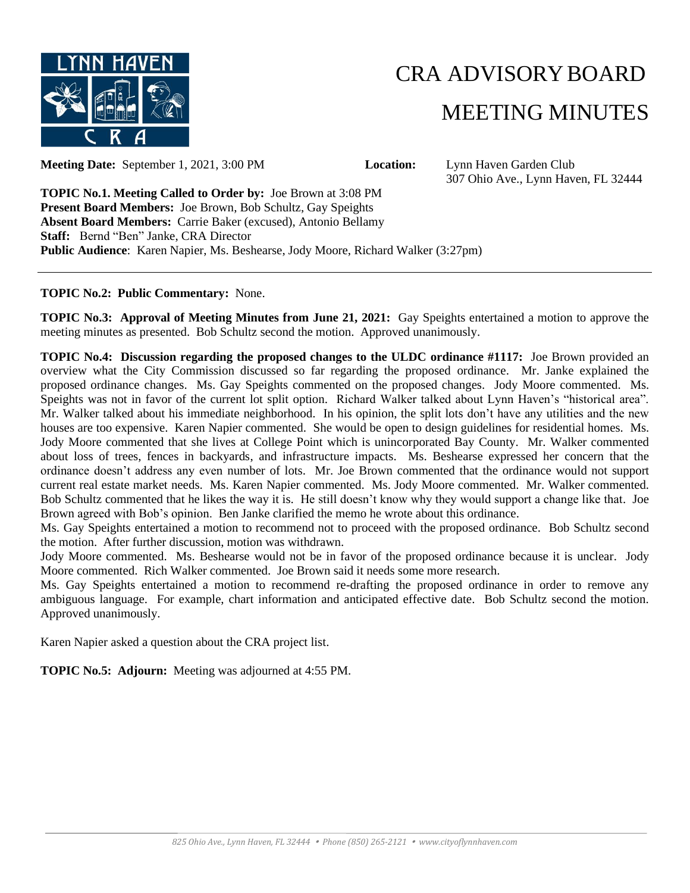# CRA ADVISORY BOARD MEETING MINUTES

**Meeting Date:** September 1, 2021, 3:00 PM **Location:** Lynn Haven Garden Club 307 Ohio Ave., Lynn Haven, FL 32444

**TOPIC No.1. Meeting Called to Order by:** Joe Brown at 3:08 PM
**Present Board Members:** Joe Brown, Bob Schultz, Gay Speights
**Absent Board Members:** Carrie Baker (excused), Antonio Bellamy
**Staff:** Bernd "Ben" Janke, CRA Director
**Public Audience**: Karen Napier, Ms. Beshearse, Jody Moore, Richard Walker (3:27pm)

---

**TOPIC No.2: Public Commentary:** None.

**TOPIC No.3: Approval of Meeting Minutes from June 21, 2021:** Gay Speights entertained a motion to approve the meeting minutes as presented. Bob Schultz second the motion. Approved unanimously.

**TOPIC No.4: Discussion regarding the proposed changes to the ULDC ordinance #1117:** Joe Brown provided an overview what the City Commission discussed so far regarding the proposed ordinance. Mr. Janke explained the proposed ordinance changes. Ms. Gay Speights commented on the proposed changes. Jody Moore commented. Ms. Speights was not in favor of the current lot split option. Richard Walker talked about Lynn Haven's "historical area". Mr. Walker talked about his immediate neighborhood. In his opinion, the split lots don't have any utilities and the new houses are too expensive. Karen Napier commented. She would be open to design guidelines for residential homes. Ms. Jody Moore commented that she lives at College Point which is unincorporated Bay County. Mr. Walker commented about loss of trees, fences in backyards, and infrastructure impacts. Ms. Beshearse expressed her concern that the ordinance doesn't address any even number of lots. Mr. Joe Brown commented that the ordinance would not support current real estate market needs. Ms. Karen Napier commented. Ms. Jody Moore commented. Mr. Walker commented. Bob Schultz commented that he likes the way it is. He still doesn't know why they would support a change like that. Joe Brown agreed with Bob's opinion. Ben Janke clarified the memo he wrote about this ordinance.

Ms. Gay Speights entertained a motion to recommend not to proceed with the proposed ordinance. Bob Schultz second the motion. After further discussion, motion was withdrawn.

Jody Moore commented. Ms. Beshearse would not be in favor of the proposed ordinance because it is unclear. Jody Moore commented. Rich Walker commented. Joe Brown said it needs some more research.

Ms. Gay Speights entertained a motion to recommend re-drafting the proposed ordinance in order to remove any ambiguous language. For example, chart information and anticipated effective date. Bob Schultz second the motion. Approved unanimously.

Karen Napier asked a question about the CRA project list.

**TOPIC No.5: Adjourn:** Meeting was adjourned at 4:55 PM.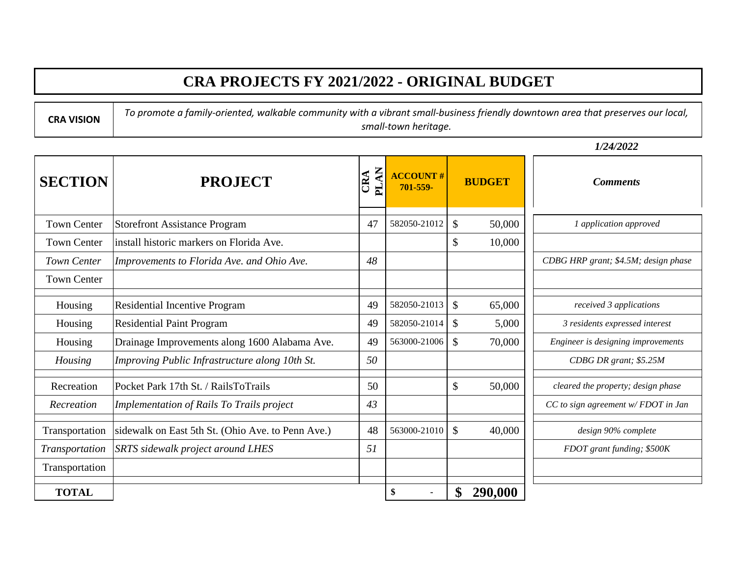# CRA PROJECTS FY 2021/2022 - ORIGINAL BUDGET

| **CRA VISION** | *To promote a family-oriented, walkable community with a vibrant small-business friendly downtown area that preserves our local, small-town heritage.* |
|---|---|

***1/24/2022***

| SECTION | PROJECT | CRA PLAN | ACCOUNT # 701-559- | BUDGET | Comments |
|---|---|---|---|---|---|
| Town Center | Storefront Assistance Program | 47 | 582050-21012 | $ 50,000 | *1 application approved* |
| Town Center | install historic markers on Florida Ave. | | | $ 10,000 | |
| *Town Center* | *Improvements to Florida Ave. and Ohio Ave.* | *48* | | | *CDBG HRP grant; $4.5M; design phase* |
| Town Center | | | | | |
| Housing | Residential Incentive Program | 49 | 582050-21013 | $ 65,000 | *received 3 applications* |
| Housing | Residential Paint Program | 49 | 582050-21014 | $ 5,000 | *3 residents expressed interest* |
| Housing | Drainage Improvements along 1600 Alabama Ave. | 49 | 563000-21006 | $ 70,000 | *Engineer is designing improvements* |
| *Housing* | *Improving Public Infrastructure along 10th St.* | *50* | | | *CDBG DR grant; $5.25M* |
| Recreation | Pocket Park 17th St. / RailsToTrails | 50 | | $ 50,000 | *cleared the property; design phase* |
| *Recreation* | *Implementation of Rails To Trails project* | *43* | | | *CC to sign agreement w/ FDOT in Jan* |
| Transportation | sidewalk on East 5th St. (Ohio Ave. to Penn Ave.) | 48 | 563000-21010 | $ 40,000 | *design 90% complete* |
| *Transportation* | *SRTS sidewalk project around LHES* | *51* | | | *FDOT grant funding; $500K* |
| Transportation | | | | | |
| **TOTAL** | | | **$ -** | **$ 290,000** | |